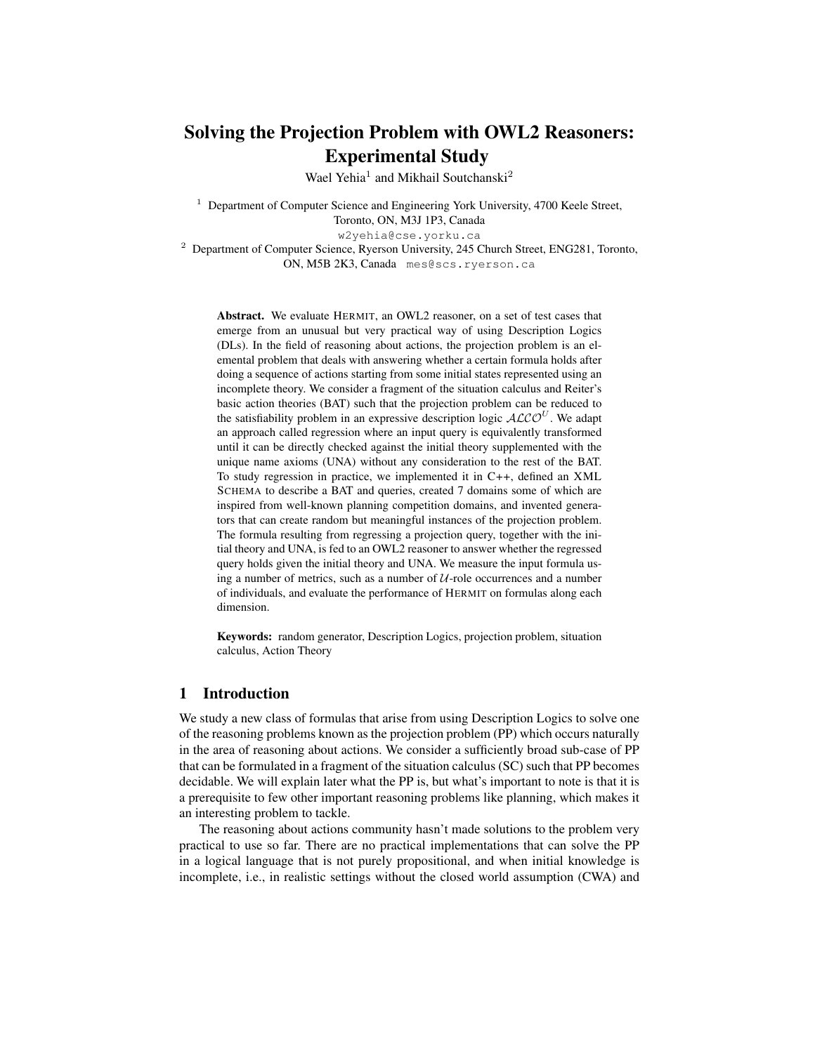# Solving the Projection Problem with OWL2 Reasoners: Experimental Study

Wael Yehia[1] and Mikhail Soutchanski[2]

[1] Department of Computer Science and Engineering York University, 4700 Keele Street, Toronto, ON, M3J 1P3, Canada
w2yehia@cse.yorku.ca

[2] Department of Computer Science, Ryerson University, 245 Church Street, ENG281, Toronto, ON, M5B 2K3, Canada mes@scs.ryerson.ca

**Abstract.** We evaluate HERMIT, an OWL2 reasoner, on a set of test cases that emerge from an unusual but very practical way of using Description Logics (DLs). In the field of reasoning about actions, the projection problem is an elemental problem that deals with answering whether a certain formula holds after doing a sequence of actions starting from some initial states represented using an incomplete theory. We consider a fragment of the situation calculus and Reiter's basic action theories (BAT) such that the projection problem can be reduced to the satisfiability problem in an expressive description logic $\mathcal{ALCO}^U$. We adapt an approach called regression where an input query is equivalently transformed until it can be directly checked against the initial theory supplemented with the unique name axioms (UNA) without any consideration to the rest of the BAT. To study regression in practice, we implemented it in C++, defined an XML SCHEMA to describe a BAT and queries, created 7 domains some of which are inspired from well-known planning competition domains, and invented generators that can create random but meaningful instances of the projection problem. The formula resulting from regressing a projection query, together with the initial theory and UNA, is fed to an OWL2 reasoner to answer whether the regressed query holds given the initial theory and UNA. We measure the input formula using a number of metrics, such as a number of $\mathcal{U}$-role occurrences and a number of individuals, and evaluate the performance of HERMIT on formulas along each dimension.

**Keywords:** random generator, Description Logics, projection problem, situation calculus, Action Theory

## 1 Introduction

We study a new class of formulas that arise from using Description Logics to solve one of the reasoning problems known as the projection problem (PP) which occurs naturally in the area of reasoning about actions. We consider a sufficiently broad sub-case of PP that can be formulated in a fragment of the situation calculus (SC) such that PP becomes decidable. We will explain later what the PP is, but what's important to note is that it is a prerequisite to few other important reasoning problems like planning, which makes it an interesting problem to tackle.

The reasoning about actions community hasn't made solutions to the problem very practical to use so far. There are no practical implementations that can solve the PP in a logical language that is not purely propositional, and when initial knowledge is incomplete, i.e., in realistic settings without the closed world assumption (CWA) and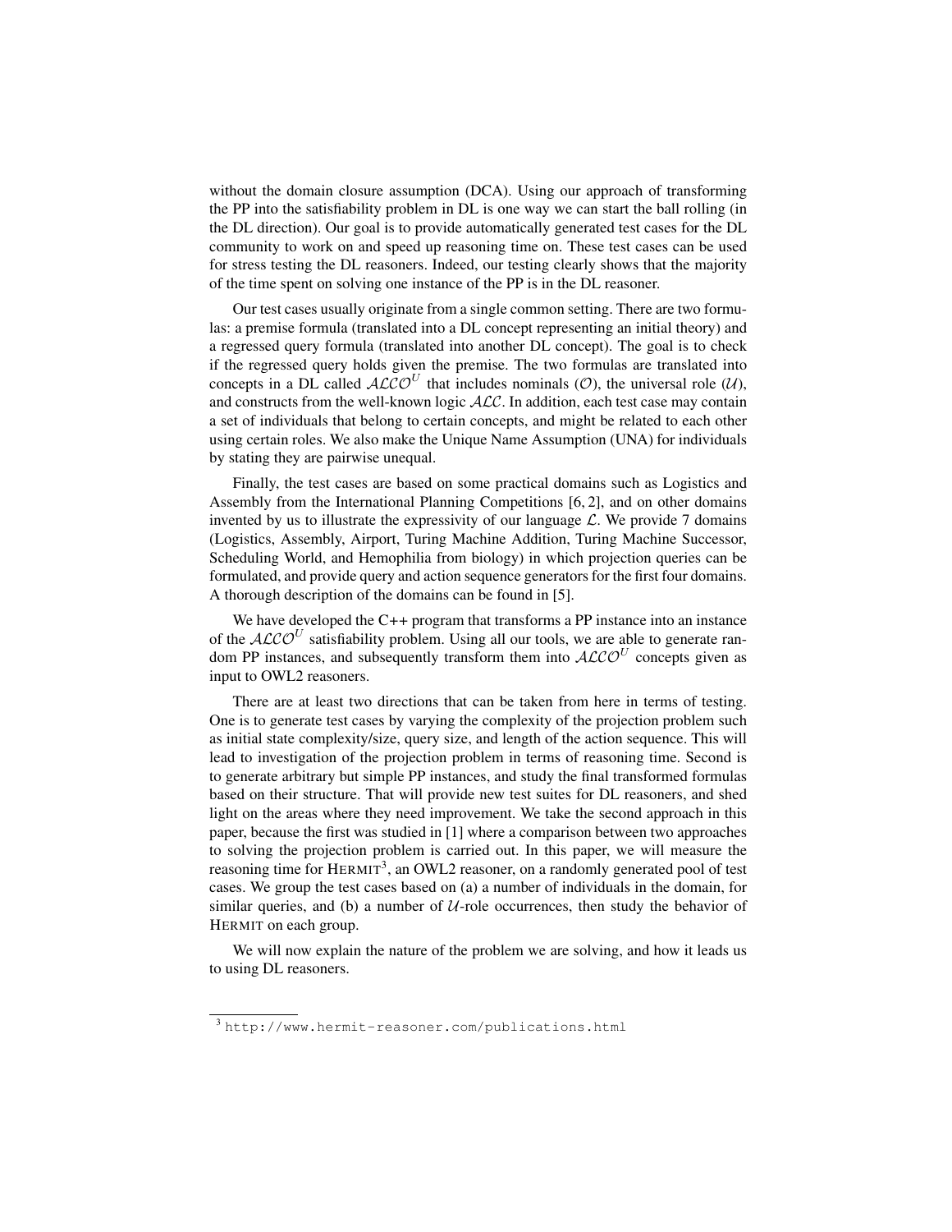without the domain closure assumption (DCA). Using our approach of transforming the PP into the satisfiability problem in DL is one way we can start the ball rolling (in the DL direction). Our goal is to provide automatically generated test cases for the DL community to work on and speed up reasoning time on. These test cases can be used for stress testing the DL reasoners. Indeed, our testing clearly shows that the majority of the time spent on solving one instance of the PP is in the DL reasoner.

Our test cases usually originate from a single common setting. There are two formulas: a premise formula (translated into a DL concept representing an initial theory) and a regressed query formula (translated into another DL concept). The goal is to check if the regressed query holds given the premise. The two formulas are translated into concepts in a DL called $\mathcal{ALCO}^U$ that includes nominals ($\mathcal{O}$), the universal role ($\mathcal{U}$), and constructs from the well-known logic $\mathcal{ALC}$. In addition, each test case may contain a set of individuals that belong to certain concepts, and might be related to each other using certain roles. We also make the Unique Name Assumption (UNA) for individuals by stating they are pairwise unequal.

Finally, the test cases are based on some practical domains such as Logistics and Assembly from the International Planning Competitions [6, 2], and on other domains invented by us to illustrate the expressivity of our language $\mathcal{L}$. We provide 7 domains (Logistics, Assembly, Airport, Turing Machine Addition, Turing Machine Successor, Scheduling World, and Hemophilia from biology) in which projection queries can be formulated, and provide query and action sequence generators for the first four domains. A thorough description of the domains can be found in [5].

We have developed the C++ program that transforms a PP instance into an instance of the $\mathcal{ALCO}^U$ satisfiability problem. Using all our tools, we are able to generate random PP instances, and subsequently transform them into $\mathcal{ALCO}^U$ concepts given as input to OWL2 reasoners.

There are at least two directions that can be taken from here in terms of testing. One is to generate test cases by varying the complexity of the projection problem such as initial state complexity/size, query size, and length of the action sequence. This will lead to investigation of the projection problem in terms of reasoning time. Second is to generate arbitrary but simple PP instances, and study the final transformed formulas based on their structure. That will provide new test suites for DL reasoners, and shed light on the areas where they need improvement. We take the second approach in this paper, because the first was studied in [1] where a comparison between two approaches to solving the projection problem is carried out. In this paper, we will measure the reasoning time for HERMIT[3], an OWL2 reasoner, on a randomly generated pool of test cases. We group the test cases based on (a) a number of individuals in the domain, for similar queries, and (b) a number of $\mathcal{U}$-role occurrences, then study the behavior of HERMIT on each group.

We will now explain the nature of the problem we are solving, and how it leads us to using DL reasoners.

[3] http://www.hermit-reasoner.com/publications.html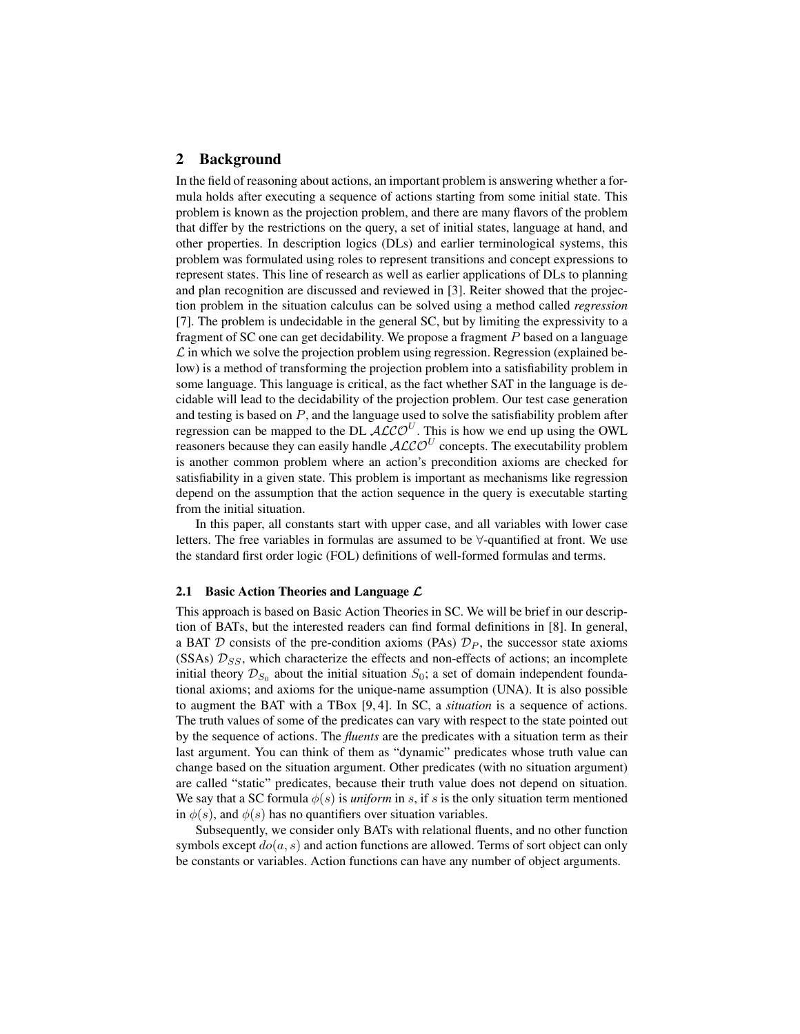## 2 Background

In the field of reasoning about actions, an important problem is answering whether a formula holds after executing a sequence of actions starting from some initial state. This problem is known as the projection problem, and there are many flavors of the problem that differ by the restrictions on the query, a set of initial states, language at hand, and other properties. In description logics (DLs) and earlier terminological systems, this problem was formulated using roles to represent transitions and concept expressions to represent states. This line of research as well as earlier applications of DLs to planning and plan recognition are discussed and reviewed in [3]. Reiter showed that the projection problem in the situation calculus can be solved using a method called *regression* [7]. The problem is undecidable in the general SC, but by limiting the expressivity to a fragment of SC one can get decidability. We propose a fragment $P$ based on a language $\mathcal{L}$ in which we solve the projection problem using regression. Regression (explained below) is a method of transforming the projection problem into a satisfiability problem in some language. This language is critical, as the fact whether SAT in the language is decidable will lead to the decidability of the projection problem. Our test case generation and testing is based on $P$, and the language used to solve the satisfiability problem after regression can be mapped to the DL $\mathcal{ALCO}^U$. This is how we end up using the OWL reasoners because they can easily handle $\mathcal{ALCO}^U$ concepts. The executability problem is another common problem where an action's precondition axioms are checked for satisfiability in a given state. This problem is important as mechanisms like regression depend on the assumption that the action sequence in the query is executable starting from the initial situation.

In this paper, all constants start with upper case, and all variables with lower case letters. The free variables in formulas are assumed to be $\forall$-quantified at front. We use the standard first order logic (FOL) definitions of well-formed formulas and terms.

### 2.1 Basic Action Theories and Language $\mathcal{L}$

This approach is based on Basic Action Theories in SC. We will be brief in our description of BATs, but the interested readers can find formal definitions in [8]. In general, a BAT $\mathcal{D}$ consists of the pre-condition axioms (PAs) $\mathcal{D}_P$, the successor state axioms (SSAs) $\mathcal{D}_{SS}$, which characterize the effects and non-effects of actions; an incomplete initial theory $\mathcal{D}_{S_0}$ about the initial situation $S_0$; a set of domain independent foundational axioms; and axioms for the unique-name assumption (UNA). It is also possible to augment the BAT with a TBox [9, 4]. In SC, a *situation* is a sequence of actions. The truth values of some of the predicates can vary with respect to the state pointed out by the sequence of actions. The *fluents* are the predicates with a situation term as their last argument. You can think of them as "dynamic" predicates whose truth value can change based on the situation argument. Other predicates (with no situation argument) are called "static" predicates, because their truth value does not depend on situation. We say that a SC formula $\phi(s)$ is *uniform* in $s$, if $s$ is the only situation term mentioned in $\phi(s)$, and $\phi(s)$ has no quantifiers over situation variables.

Subsequently, we consider only BATs with relational fluents, and no other function symbols except $do(a, s)$ and action functions are allowed. Terms of sort object can only be constants or variables. Action functions can have any number of object arguments.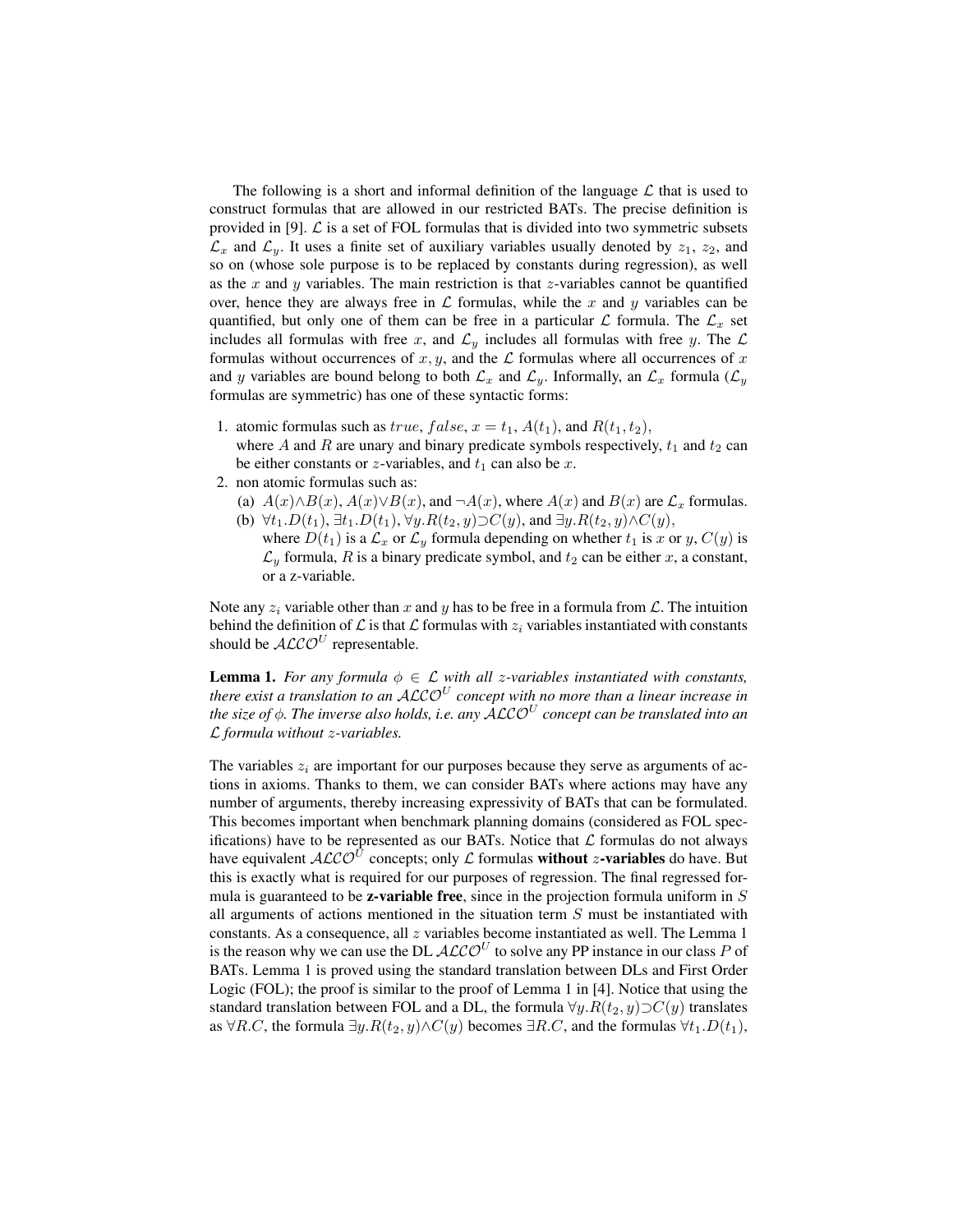The following is a short and informal definition of the language $\mathcal{L}$ that is used to construct formulas that are allowed in our restricted BATs. The precise definition is provided in [9]. $\mathcal{L}$ is a set of FOL formulas that is divided into two symmetric subsets $\mathcal{L}_x$ and $\mathcal{L}_y$. It uses a finite set of auxiliary variables usually denoted by $z_1$, $z_2$, and so on (whose sole purpose is to be replaced by constants during regression), as well as the $x$ and $y$ variables. The main restriction is that $z$-variables cannot be quantified over, hence they are always free in $\mathcal{L}$ formulas, while the $x$ and $y$ variables can be quantified, but only one of them can be free in a particular $\mathcal{L}$ formula. The $\mathcal{L}_x$ set includes all formulas with free $x$, and $\mathcal{L}_y$ includes all formulas with free $y$. The $\mathcal{L}$ formulas without occurrences of $x, y$, and the $\mathcal{L}$ formulas where all occurrences of $x$ and $y$ variables are bound belong to both $\mathcal{L}_x$ and $\mathcal{L}_y$. Informally, an $\mathcal{L}_x$ formula ($\mathcal{L}_y$ formulas are symmetric) has one of these syntactic forms:

1. atomic formulas such as $true$, $false$, $x = t_1$, $A(t_1)$, and $R(t_1, t_2)$, where $A$ and $R$ are unary and binary predicate symbols respectively, $t_1$ and $t_2$ can be either constants or $z$-variables, and $t_1$ can also be $x$.
2. non atomic formulas such as:
   (a) $A(x) \wedge B(x)$, $A(x) \vee B(x)$, and $\neg A(x)$, where $A(x)$ and $B(x)$ are $\mathcal{L}_x$ formulas.
   (b) $\forall t_1.D(t_1)$, $\exists t_1.D(t_1)$, $\forall y.R(t_2, y) \supset C(y)$, and $\exists y.R(t_2, y) \wedge C(y)$, where $D(t_1)$ is a $\mathcal{L}_x$ or $\mathcal{L}_y$ formula depending on whether $t_1$ is $x$ or $y$, $C(y)$ is $\mathcal{L}_y$ formula, $R$ is a binary predicate symbol, and $t_2$ can be either $x$, a constant, or a z-variable.

Note any $z_i$ variable other than $x$ and $y$ has to be free in a formula from $\mathcal{L}$. The intuition behind the definition of $\mathcal{L}$ is that $\mathcal{L}$ formulas with $z_i$ variables instantiated with constants should be $\mathcal{ALCO}^U$ representable.

**Lemma 1.** *For any formula $\phi \in \mathcal{L}$ with all z-variables instantiated with constants, there exist a translation to an $\mathcal{ALCO}^U$ concept with no more than a linear increase in the size of $\phi$. The inverse also holds, i.e. any $\mathcal{ALCO}^U$ concept can be translated into an $\mathcal{L}$ formula without $z$-variables.*

The variables $z_i$ are important for our purposes because they serve as arguments of actions in axioms. Thanks to them, we can consider BATs where actions may have any number of arguments, thereby increasing expressivity of BATs that can be formulated. This becomes important when benchmark planning domains (considered as FOL specifications) have to be represented as our BATs. Notice that $\mathcal{L}$ formulas do not always have equivalent $\mathcal{ALCO}^U$ concepts; only $\mathcal{L}$ formulas **without $z$-variables** do have. But this is exactly what is required for our purposes of regression. The final regressed formula is guaranteed to be **z-variable free**, since in the projection formula uniform in $S$ all arguments of actions mentioned in the situation term $S$ must be instantiated with constants. As a consequence, all $z$ variables become instantiated as well. The Lemma 1 is the reason why we can use the DL $\mathcal{ALCO}^U$ to solve any PP instance in our class $P$ of BATs. Lemma 1 is proved using the standard translation between DLs and First Order Logic (FOL); the proof is similar to the proof of Lemma 1 in [4]. Notice that using the standard translation between FOL and a DL, the formula $\forall y.R(t_2, y) \supset C(y)$ translates as $\forall R.C$, the formula $\exists y.R(t_2, y) \wedge C(y)$ becomes $\exists R.C$, and the formulas $\forall t_1.D(t_1)$,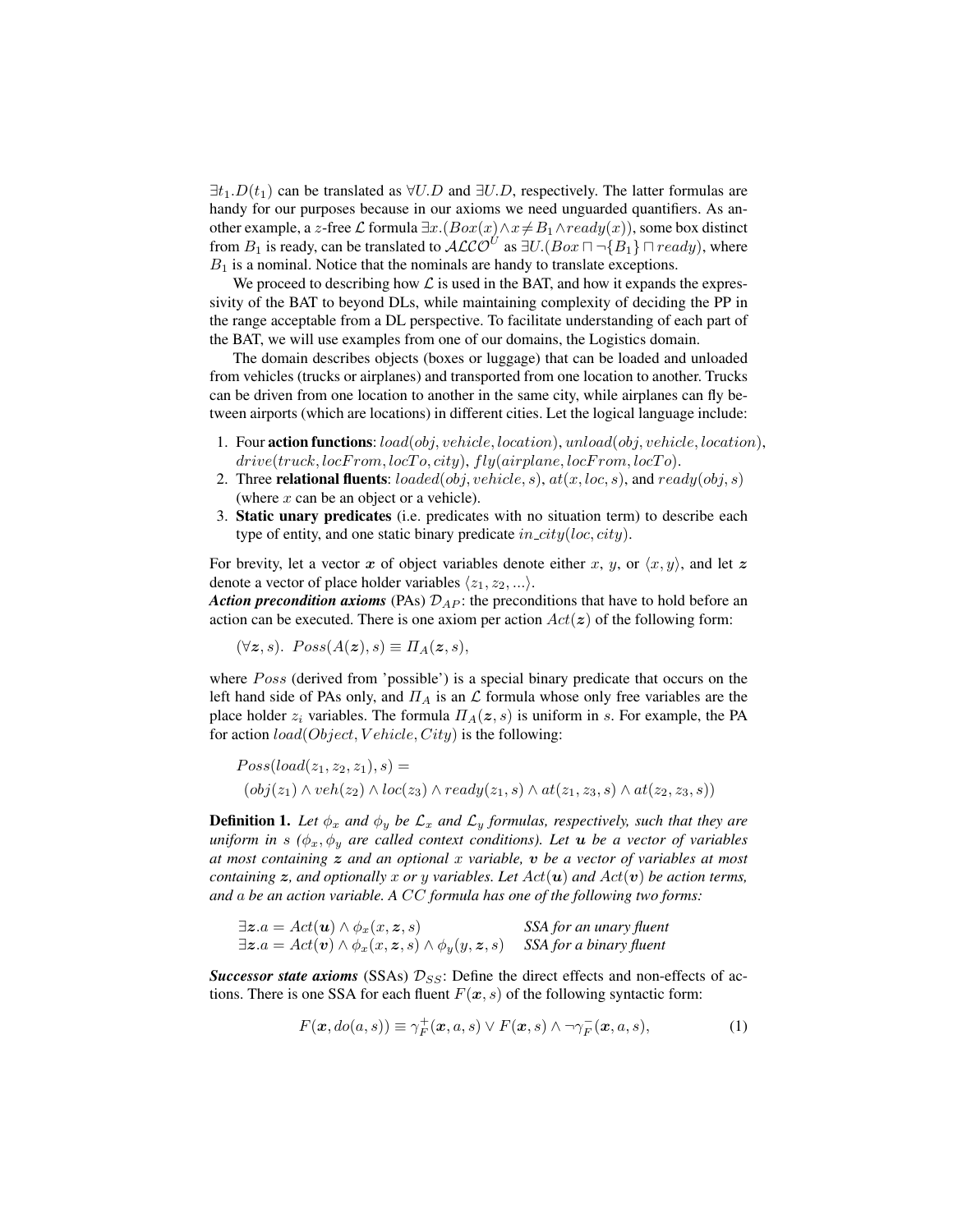$\exists t_1.D(t_1)$ can be translated as $\forall U.D$ and $\exists U.D$, respectively. The latter formulas are handy for our purposes because in our axioms we need unguarded quantifiers. As another example, a $z$-free $\mathcal{L}$ formula $\exists x.(Box(x) \wedge x \neq B_1 \wedge ready(x))$, some box distinct from $B_1$ is ready, can be translated to $\mathcal{ALCO}^U$ as $\exists U.(Box \sqcap \neg\{B_1\} \sqcap ready)$, where $B_1$ is a nominal. Notice that the nominals are handy to translate exceptions.

We proceed to describing how $\mathcal{L}$ is used in the BAT, and how it expands the expressivity of the BAT to beyond DLs, while maintaining complexity of deciding the PP in the range acceptable from a DL perspective. To facilitate understanding of each part of the BAT, we will use examples from one of our domains, the Logistics domain.

The domain describes objects (boxes or luggage) that can be loaded and unloaded from vehicles (trucks or airplanes) and transported from one location to another. Trucks can be driven from one location to another in the same city, while airplanes can fly between airports (which are locations) in different cities. Let the logical language include:

1. Four **action functions**: $load(obj, vehicle, location)$, $unload(obj, vehicle, location)$, $drive(truck, locFrom, locTo, city)$, $fly(airplane, locFrom, locTo)$.
2. Three **relational fluents**: $loaded(obj, vehicle, s)$, $at(x, loc, s)$, and $ready(obj, s)$ (where $x$ can be an object or a vehicle).
3. **Static unary predicates** (i.e. predicates with no situation term) to describe each type of entity, and one static binary predicate $in\_city(loc, city)$.

For brevity, let a vector $\boldsymbol{x}$ of object variables denote either $x$, $y$, or $\langle x, y\rangle$, and let $\boldsymbol{z}$ denote a vector of place holder variables $\langle z_1, z_2, ...\rangle$.

***Action precondition axioms*** (PAs) $\mathcal{D}_{AP}$: the preconditions that have to hold before an action can be executed. There is one axiom per action $Act(\boldsymbol{z})$ of the following form:

$$(\forall \boldsymbol{z}, s).\ \ Poss(A(\boldsymbol{z}), s) \equiv \Pi_A(\boldsymbol{z}, s),$$

where $Poss$ (derived from 'possible') is a special binary predicate that occurs on the left hand side of PAs only, and $\Pi_A$ is an $\mathcal{L}$ formula whose only free variables are the place holder $z_i$ variables. The formula $\Pi_A(\boldsymbol{z}, s)$ is uniform in $s$. For example, the PA for action $load(Object, Vehicle, City)$ is the following:

$$Poss(load(z_1, z_2, z_1), s) =$$
$$(obj(z_1) \wedge veh(z_2) \wedge loc(z_3) \wedge ready(z_1, s) \wedge at(z_1, z_3, s) \wedge at(z_2, z_3, s))$$

**Definition 1.** *Let $\phi_x$ and $\phi_y$ be $\mathcal{L}_x$ and $\mathcal{L}_y$ formulas, respectively, such that they are uniform in $s$ ($\phi_x, \phi_y$ are called context conditions). Let $\boldsymbol{u}$ be a vector of variables at most containing $\boldsymbol{z}$ and an optional $x$ variable, $\boldsymbol{v}$ be a vector of variables at most containing $\boldsymbol{z}$, and optionally $x$ or $y$ variables. Let $Act(\boldsymbol{u})$ and $Act(\boldsymbol{v})$ be action terms, and $a$ be an action variable. A $CC$ formula has one of the following two forms:*

| | |
|---|---|
| $\exists \boldsymbol{z}. a = Act(\boldsymbol{u}) \wedge \phi_x(x, \boldsymbol{z}, s)$ | *SSA for an unary fluent* |
| $\exists \boldsymbol{z}. a = Act(\boldsymbol{v}) \wedge \phi_x(x, \boldsymbol{z}, s) \wedge \phi_y(y, \boldsymbol{z}, s)$ | *SSA for a binary fluent* |

***Successor state axioms*** (SSAs) $\mathcal{D}_{SS}$: Define the direct effects and non-effects of actions. There is one SSA for each fluent $F(\boldsymbol{x}, s)$ of the following syntactic form:

$$F(\boldsymbol{x}, do(a, s)) \equiv \gamma_F^+(\boldsymbol{x}, a, s) \vee F(\boldsymbol{x}, s) \wedge \neg\gamma_F^-(\boldsymbol{x}, a, s), \tag{1}$$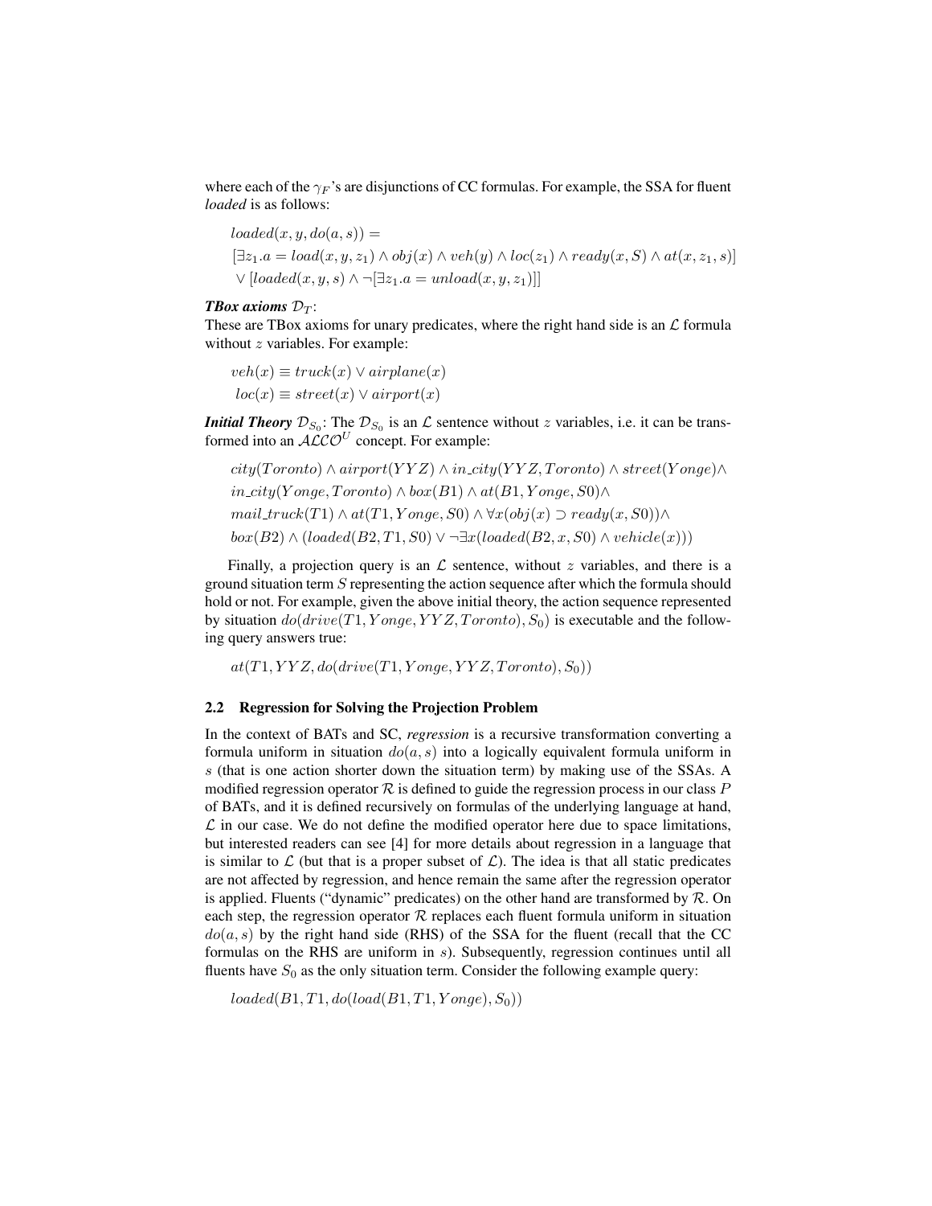where each of the $\gamma_F$'s are disjunctions of CC formulas. For example, the SSA for fluent *loaded* is as follows:

$$loaded(x, y, do(a, s)) =$$
$$[\exists z_1.a = load(x, y, z_1) \wedge obj(x) \wedge veh(y) \wedge loc(z_1) \wedge ready(x, S) \wedge at(x, z_1, s)]$$
$$\vee [loaded(x, y, s) \wedge \neg[\exists z_1.a = unload(x, y, z_1)]]$$

***TBox axioms*** $\mathcal{D}_T$:
These are TBox axioms for unary predicates, where the right hand side is an $\mathcal{L}$ formula without $z$ variables. For example:

$$veh(x) \equiv truck(x) \vee airplane(x)$$
$$loc(x) \equiv street(x) \vee airport(x)$$

***Initial Theory*** $\mathcal{D}_{S_0}$: The $\mathcal{D}_{S_0}$ is an $\mathcal{L}$ sentence without $z$ variables, i.e. it can be transformed into an $\mathcal{ALCO}^U$ concept. For example:

$$city(Toronto) \wedge airport(YYZ) \wedge in\_city(YYZ, Toronto) \wedge street(Yonge) \wedge$$
$$in\_city(Yonge, Toronto) \wedge box(B1) \wedge at(B1, Yonge, S0) \wedge$$
$$mail\_truck(T1) \wedge at(T1, Yonge, S0) \wedge \forall x(obj(x) \supset ready(x, S0)) \wedge$$
$$box(B2) \wedge (loaded(B2, T1, S0) \vee \neg\exists x(loaded(B2, x, S0) \wedge vehicle(x)))$$

Finally, a projection query is an $\mathcal{L}$ sentence, without $z$ variables, and there is a ground situation term $S$ representing the action sequence after which the formula should hold or not. For example, given the above initial theory, the action sequence represented by situation $do(drive(T1, Yonge, YYZ, Toronto), S_0)$ is executable and the following query answers true:

$$at(T1, YYZ, do(drive(T1, Yonge, YYZ, Toronto), S_0))$$

### 2.2 Regression for Solving the Projection Problem

In the context of BATs and SC, *regression* is a recursive transformation converting a formula uniform in situation $do(a, s)$ into a logically equivalent formula uniform in $s$ (that is one action shorter down the situation term) by making use of the SSAs. A modified regression operator $\mathcal{R}$ is defined to guide the regression process in our class $P$ of BATs, and it is defined recursively on formulas of the underlying language at hand, $\mathcal{L}$ in our case. We do not define the modified operator here due to space limitations, but interested readers can see [4] for more details about regression in a language that is similar to $\mathcal{L}$ (but that is a proper subset of $\mathcal{L}$). The idea is that all static predicates are not affected by regression, and hence remain the same after the regression operator is applied. Fluents ("dynamic" predicates) on the other hand are transformed by $\mathcal{R}$. On each step, the regression operator $\mathcal{R}$ replaces each fluent formula uniform in situation $do(a, s)$ by the right hand side (RHS) of the SSA for the fluent (recall that the CC formulas on the RHS are uniform in $s$). Subsequently, regression continues until all fluents have $S_0$ as the only situation term. Consider the following example query:

$$loaded(B1, T1, do(load(B1, T1, Yonge), S_0))$$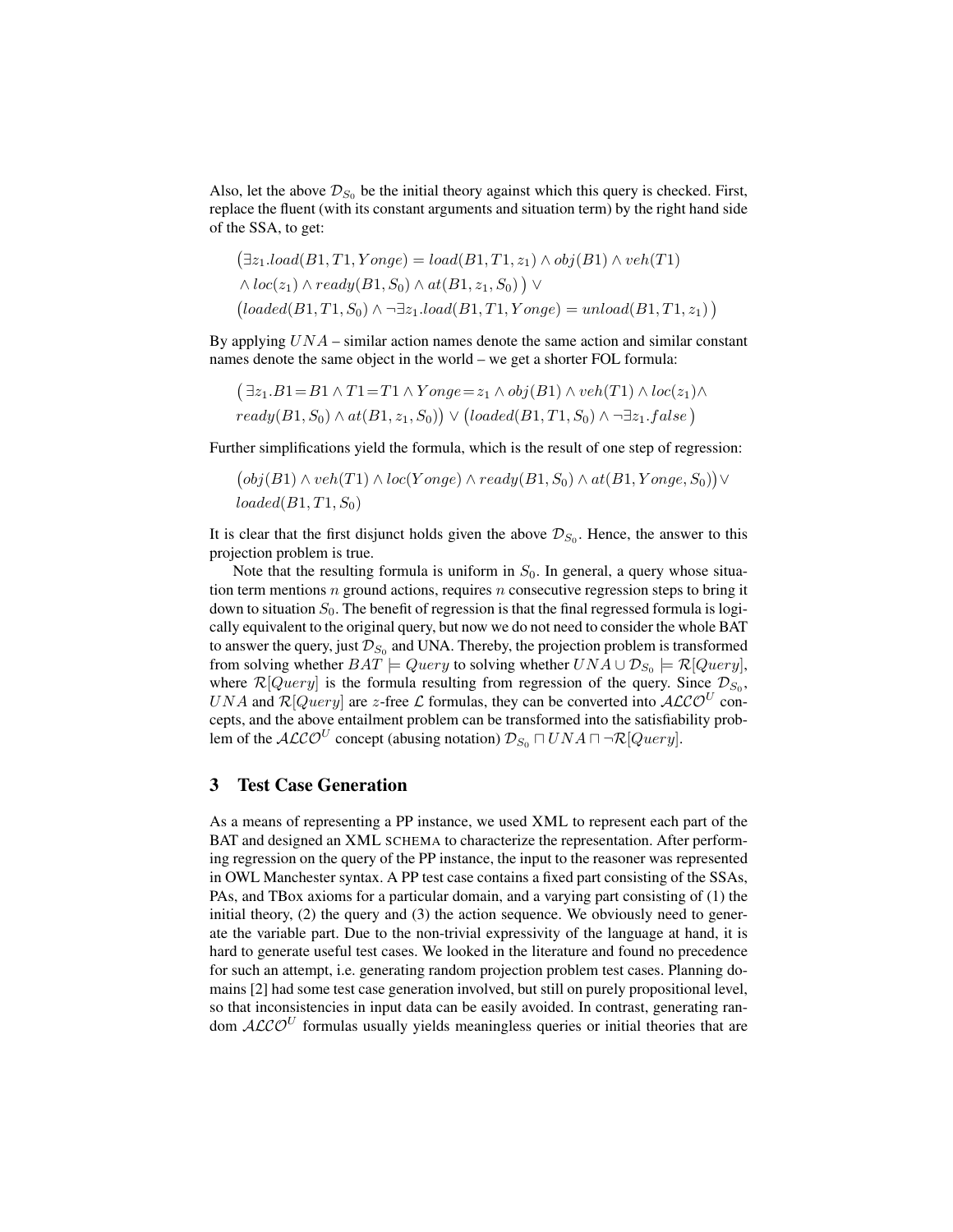Also, let the above $\mathcal{D}_{S_0}$ be the initial theory against which this query is checked. First, replace the fluent (with its constant arguments and situation term) by the right hand side of the SSA, to get:

$$\big(\exists z_1.load(B1, T1, Yonge) = load(B1, T1, z_1) \wedge obj(B1) \wedge veh(T1) \\ \wedge loc(z_1) \wedge ready(B1, S_0) \wedge at(B1, z_1, S_0)\,\big) \vee \\ \big(loaded(B1, T1, S_0) \wedge \neg\exists z_1.load(B1, T1, Yonge) = unload(B1, T1, z_1)\,\big)$$

By applying $UNA$ – similar action names denote the same action and similar constant names denote the same object in the world – we get a shorter FOL formula:

$$\big(\,\exists z_1.B1 = B1 \wedge T1 = T1 \wedge Yonge = z_1 \wedge obj(B1) \wedge veh(T1) \wedge loc(z_1) \wedge \\ ready(B1, S_0) \wedge at(B1, z_1, S_0)\big) \vee \big(loaded(B1, T1, S_0) \wedge \neg\exists z_1.false\,\big)$$

Further simplifications yield the formula, which is the result of one step of regression:

$$\big(obj(B1) \wedge veh(T1) \wedge loc(Yonge) \wedge ready(B1, S_0) \wedge at(B1, Yonge, S_0)\big) \vee \\ loaded(B1, T1, S_0)$$

It is clear that the first disjunct holds given the above $\mathcal{D}_{S_0}$. Hence, the answer to this projection problem is true.

Note that the resulting formula is uniform in $S_0$. In general, a query whose situation term mentions $n$ ground actions, requires $n$ consecutive regression steps to bring it down to situation $S_0$. The benefit of regression is that the final regressed formula is logically equivalent to the original query, but now we do not need to consider the whole BAT to answer the query, just $\mathcal{D}_{S_0}$ and UNA. Thereby, the projection problem is transformed from solving whether $BAT \models Query$ to solving whether $UNA \cup \mathcal{D}_{S_0} \models \mathcal{R}[Query]$, where $\mathcal{R}[Query]$ is the formula resulting from regression of the query. Since $\mathcal{D}_{S_0}$, $UNA$ and $\mathcal{R}[Query]$ are $z$-free $\mathcal{L}$ formulas, they can be converted into $\mathcal{ALCO}^U$ concepts, and the above entailment problem can be transformed into the satisfiability problem of the $\mathcal{ALCO}^U$ concept (abusing notation) $\mathcal{D}_{S_0} \sqcap UNA \sqcap \neg\mathcal{R}[Query]$.

## 3 Test Case Generation

As a means of representing a PP instance, we used XML to represent each part of the BAT and designed an XML SCHEMA to characterize the representation. After performing regression on the query of the PP instance, the input to the reasoner was represented in OWL Manchester syntax. A PP test case contains a fixed part consisting of the SSAs, PAs, and TBox axioms for a particular domain, and a varying part consisting of (1) the initial theory, (2) the query and (3) the action sequence. We obviously need to generate the variable part. Due to the non-trivial expressivity of the language at hand, it is hard to generate useful test cases. We looked in the literature and found no precedence for such an attempt, i.e. generating random projection problem test cases. Planning domains [2] had some test case generation involved, but still on purely propositional level, so that inconsistencies in input data can be easily avoided. In contrast, generating random $\mathcal{ALCO}^U$ formulas usually yields meaningless queries or initial theories that are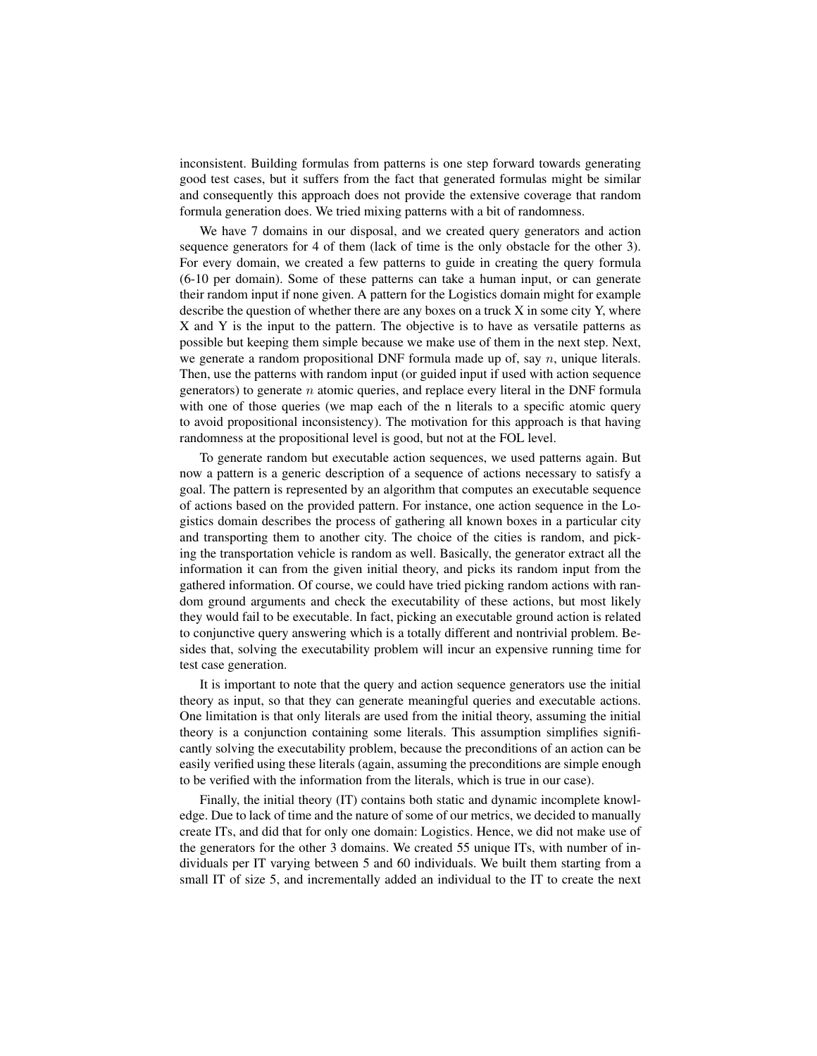inconsistent. Building formulas from patterns is one step forward towards generating good test cases, but it suffers from the fact that generated formulas might be similar and consequently this approach does not provide the extensive coverage that random formula generation does. We tried mixing patterns with a bit of randomness.

We have 7 domains in our disposal, and we created query generators and action sequence generators for 4 of them (lack of time is the only obstacle for the other 3). For every domain, we created a few patterns to guide in creating the query formula (6-10 per domain). Some of these patterns can take a human input, or can generate their random input if none given. A pattern for the Logistics domain might for example describe the question of whether there are any boxes on a truck X in some city Y, where X and Y is the input to the pattern. The objective is to have as versatile patterns as possible but keeping them simple because we make use of them in the next step. Next, we generate a random propositional DNF formula made up of, say $n$, unique literals. Then, use the patterns with random input (or guided input if used with action sequence generators) to generate $n$ atomic queries, and replace every literal in the DNF formula with one of those queries (we map each of the n literals to a specific atomic query to avoid propositional inconsistency). The motivation for this approach is that having randomness at the propositional level is good, but not at the FOL level.

To generate random but executable action sequences, we used patterns again. But now a pattern is a generic description of a sequence of actions necessary to satisfy a goal. The pattern is represented by an algorithm that computes an executable sequence of actions based on the provided pattern. For instance, one action sequence in the Logistics domain describes the process of gathering all known boxes in a particular city and transporting them to another city. The choice of the cities is random, and picking the transportation vehicle is random as well. Basically, the generator extract all the information it can from the given initial theory, and picks its random input from the gathered information. Of course, we could have tried picking random actions with random ground arguments and check the executability of these actions, but most likely they would fail to be executable. In fact, picking an executable ground action is related to conjunctive query answering which is a totally different and nontrivial problem. Besides that, solving the executability problem will incur an expensive running time for test case generation.

It is important to note that the query and action sequence generators use the initial theory as input, so that they can generate meaningful queries and executable actions. One limitation is that only literals are used from the initial theory, assuming the initial theory is a conjunction containing some literals. This assumption simplifies significantly solving the executability problem, because the preconditions of an action can be easily verified using these literals (again, assuming the preconditions are simple enough to be verified with the information from the literals, which is true in our case).

Finally, the initial theory (IT) contains both static and dynamic incomplete knowledge. Due to lack of time and the nature of some of our metrics, we decided to manually create ITs, and did that for only one domain: Logistics. Hence, we did not make use of the generators for the other 3 domains. We created 55 unique ITs, with number of individuals per IT varying between 5 and 60 individuals. We built them starting from a small IT of size 5, and incrementally added an individual to the IT to create the next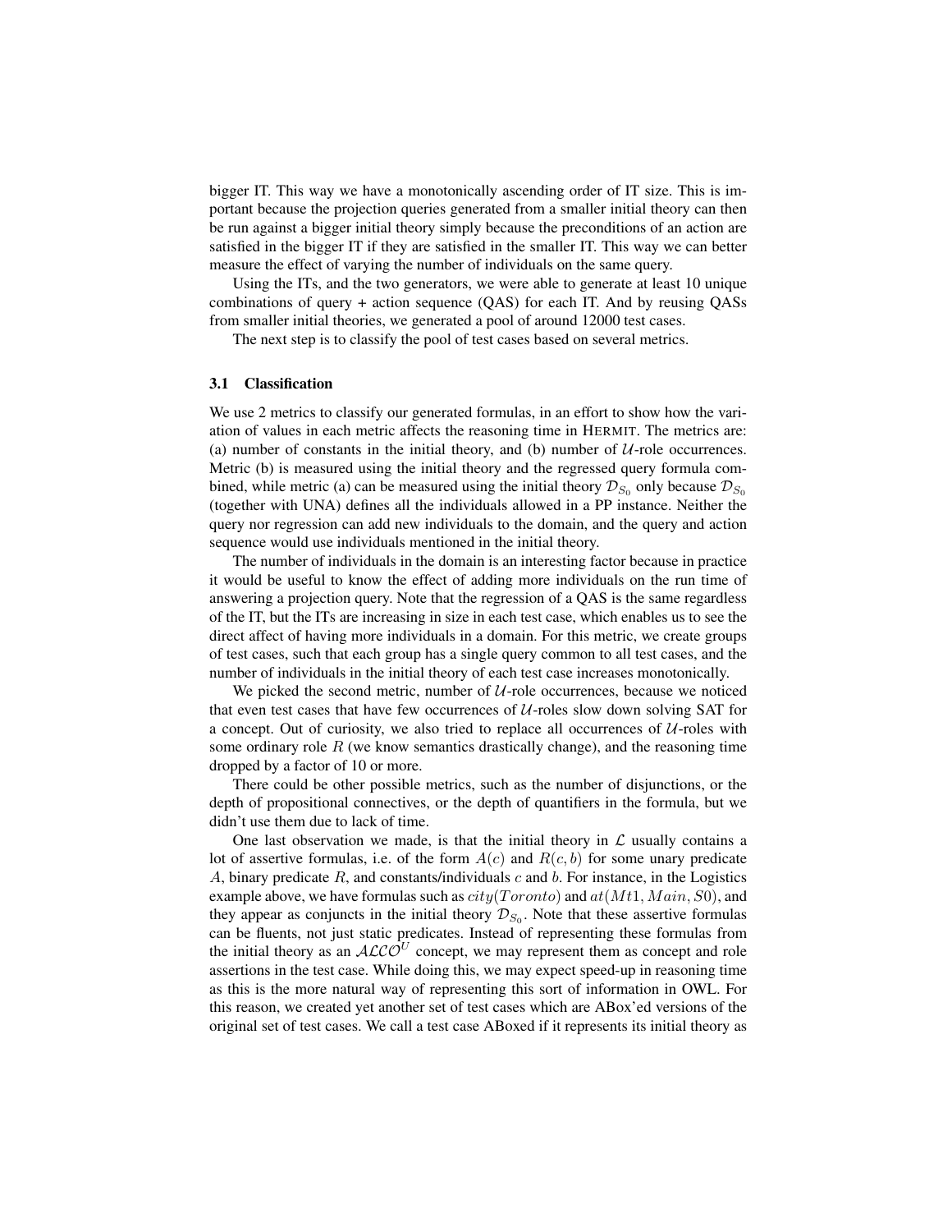bigger IT. This way we have a monotonically ascending order of IT size. This is important because the projection queries generated from a smaller initial theory can then be run against a bigger initial theory simply because the preconditions of an action are satisfied in the bigger IT if they are satisfied in the smaller IT. This way we can better measure the effect of varying the number of individuals on the same query.

Using the ITs, and the two generators, we were able to generate at least 10 unique combinations of query + action sequence (QAS) for each IT. And by reusing QASs from smaller initial theories, we generated a pool of around 12000 test cases.

The next step is to classify the pool of test cases based on several metrics.

### 3.1 Classification

We use 2 metrics to classify our generated formulas, in an effort to show how the variation of values in each metric affects the reasoning time in HERMIT. The metrics are: (a) number of constants in the initial theory, and (b) number of $\mathcal{U}$-role occurrences. Metric (b) is measured using the initial theory and the regressed query formula combined, while metric (a) can be measured using the initial theory $\mathcal{D}_{S_0}$ only because $\mathcal{D}_{S_0}$ (together with UNA) defines all the individuals allowed in a PP instance. Neither the query nor regression can add new individuals to the domain, and the query and action sequence would use individuals mentioned in the initial theory.

The number of individuals in the domain is an interesting factor because in practice it would be useful to know the effect of adding more individuals on the run time of answering a projection query. Note that the regression of a QAS is the same regardless of the IT, but the ITs are increasing in size in each test case, which enables us to see the direct affect of having more individuals in a domain. For this metric, we create groups of test cases, such that each group has a single query common to all test cases, and the number of individuals in the initial theory of each test case increases monotonically.

We picked the second metric, number of $\mathcal{U}$-role occurrences, because we noticed that even test cases that have few occurrences of $\mathcal{U}$-roles slow down solving SAT for a concept. Out of curiosity, we also tried to replace all occurrences of $\mathcal{U}$-roles with some ordinary role $R$ (we know semantics drastically change), and the reasoning time dropped by a factor of 10 or more.

There could be other possible metrics, such as the number of disjunctions, or the depth of propositional connectives, or the depth of quantifiers in the formula, but we didn't use them due to lack of time.

One last observation we made, is that the initial theory in $\mathcal{L}$ usually contains a lot of assertive formulas, i.e. of the form $A(c)$ and $R(c, b)$ for some unary predicate $A$, binary predicate $R$, and constants/individuals $c$ and $b$. For instance, in the Logistics example above, we have formulas such as $city(Toronto)$ and $at(Mt1, Main, S0)$, and they appear as conjuncts in the initial theory $\mathcal{D}_{S_0}$. Note that these assertive formulas can be fluents, not just static predicates. Instead of representing these formulas from the initial theory as an $\mathcal{ALCO}^U$ concept, we may represent them as concept and role assertions in the test case. While doing this, we may expect speed-up in reasoning time as this is the more natural way of representing this sort of information in OWL. For this reason, we created yet another set of test cases which are ABox'ed versions of the original set of test cases. We call a test case ABoxed if it represents its initial theory as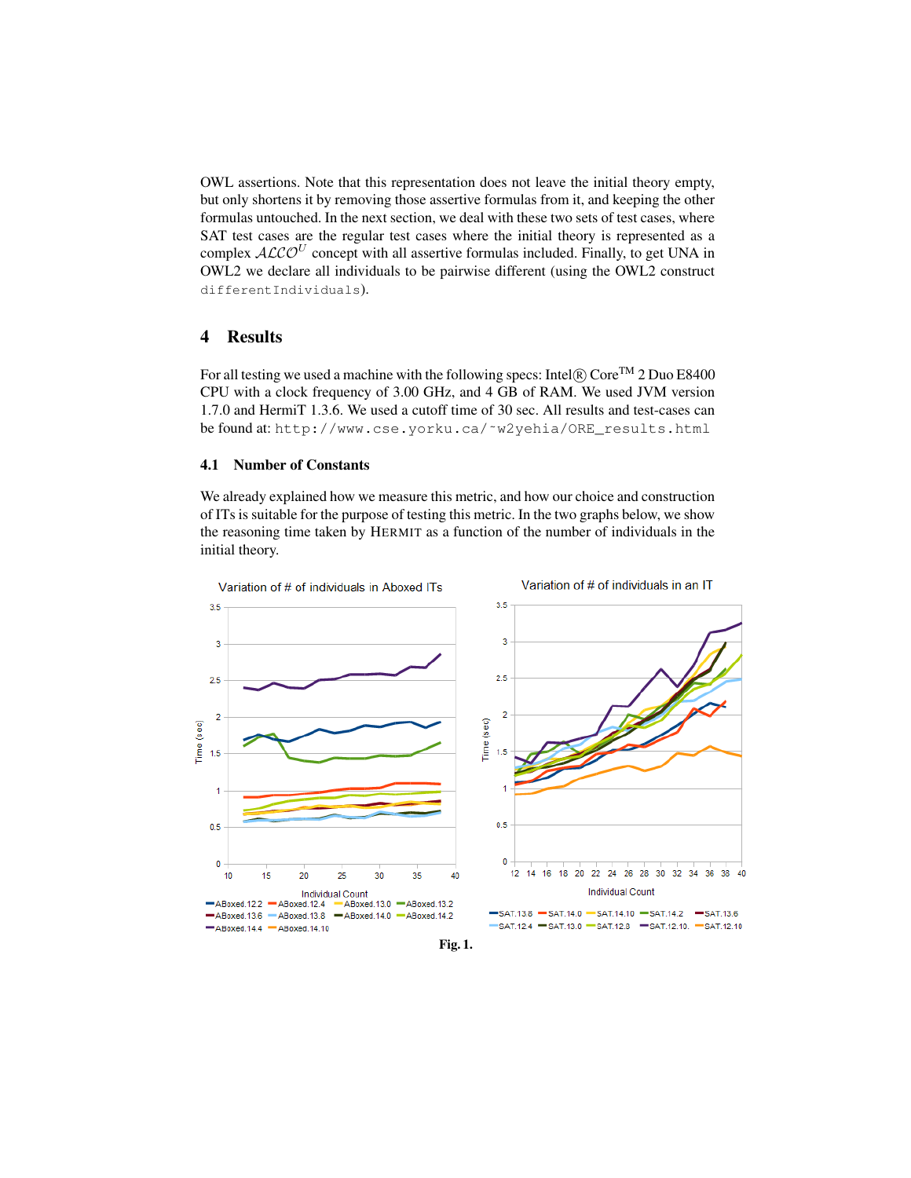OWL assertions. Note that this representation does not leave the initial theory empty, but only shortens it by removing those assertive formulas from it, and keeping the other formulas untouched. In the next section, we deal with these two sets of test cases, where SAT test cases are the regular test cases where the initial theory is represented as a complex $\mathcal{ALCO}^U$ concept with all assertive formulas included. Finally, to get UNA in OWL2 we declare all individuals to be pairwise different (using the OWL2 construct `differentIndividuals`).

## 4 Results

For all testing we used a machine with the following specs: Intel® Core™ 2 Duo E8400 CPU with a clock frequency of 3.00 GHz, and 4 GB of RAM. We used JVM version 1.7.0 and HermiT 1.3.6. We used a cutoff time of 30 sec. All results and test-cases can be found at: `http://www.cse.yorku.ca/~w2yehia/ORE_results.html`

### 4.1 Number of Constants

We already explained how we measure this metric, and how our choice and construction of ITs is suitable for the purpose of testing this metric. In the two graphs below, we show the reasoning time taken by HERMIT as a function of the number of individuals in the initial theory.

**Fig. 1.**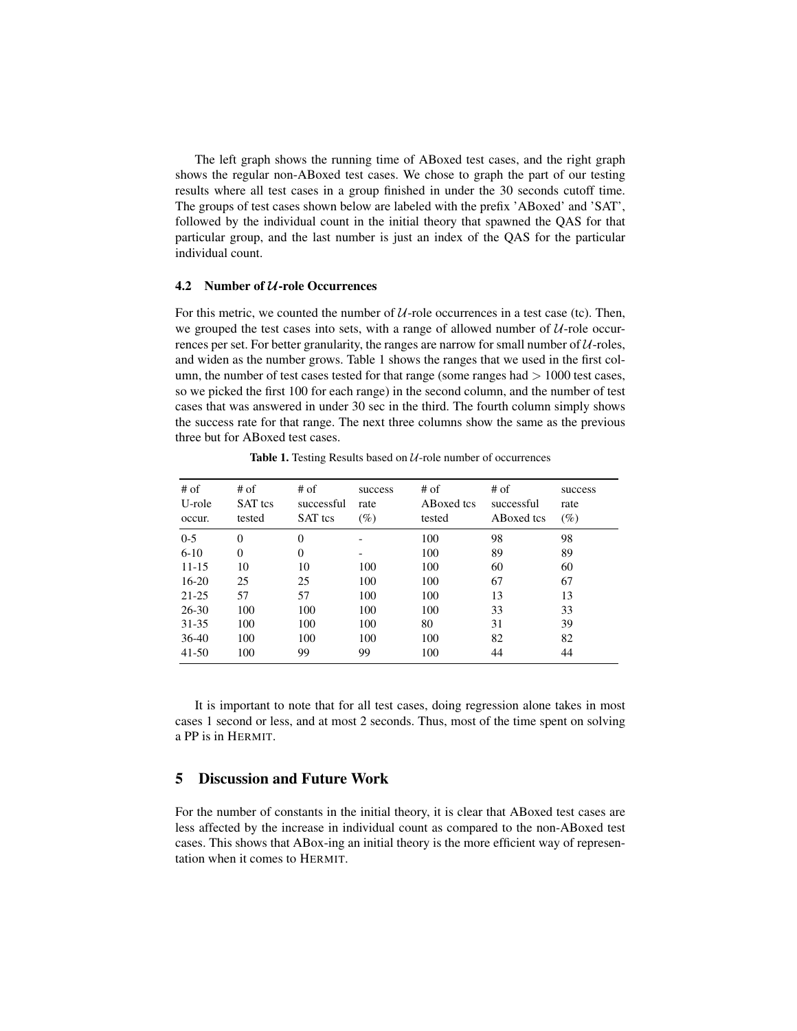The left graph shows the running time of ABoxed test cases, and the right graph shows the regular non-ABoxed test cases. We chose to graph the part of our testing results where all test cases in a group finished in under the 30 seconds cutoff time. The groups of test cases shown below are labeled with the prefix 'ABoxed' and 'SAT', followed by the individual count in the initial theory that spawned the QAS for that particular group, and the last number is just an index of the QAS for the particular individual count.

### 4.2 Number of $\mathcal{U}$-role Occurrences

For this metric, we counted the number of $\mathcal{U}$-role occurrences in a test case (tc). Then, we grouped the test cases into sets, with a range of allowed number of $\mathcal{U}$-role occurrences per set. For better granularity, the ranges are narrow for small number of $\mathcal{U}$-roles, and widen as the number grows. Table 1 shows the ranges that we used in the first column, the number of test cases tested for that range (some ranges had $> 1000$ test cases, so we picked the first 100 for each range) in the second column, and the number of test cases that was answered in under 30 sec in the third. The fourth column simply shows the success rate for that range. The next three columns show the same as the previous three but for ABoxed test cases.

**Table 1.** Testing Results based on $\mathcal{U}$-role number of occurrences

| # of U-role occur. | # of SAT tcs tested | # of successful SAT tcs | success rate (%) | # of ABoxed tcs tested | # of successful ABoxed tcs | success rate (%) |
|---|---|---|---|---|---|---|
| 0-5 | 0 | 0 | - | 100 | 98 | 98 |
| 6-10 | 0 | 0 | - | 100 | 89 | 89 |
| 11-15 | 10 | 10 | 100 | 100 | 60 | 60 |
| 16-20 | 25 | 25 | 100 | 100 | 67 | 67 |
| 21-25 | 57 | 57 | 100 | 100 | 13 | 13 |
| 26-30 | 100 | 100 | 100 | 100 | 33 | 33 |
| 31-35 | 100 | 100 | 100 | 80 | 31 | 39 |
| 36-40 | 100 | 100 | 100 | 100 | 82 | 82 |
| 41-50 | 100 | 99 | 99 | 100 | 44 | 44 |

It is important to note that for all test cases, doing regression alone takes in most cases 1 second or less, and at most 2 seconds. Thus, most of the time spent on solving a PP is in HERMIT.

## 5 Discussion and Future Work

For the number of constants in the initial theory, it is clear that ABoxed test cases are less affected by the increase in individual count as compared to the non-ABoxed test cases. This shows that ABox-ing an initial theory is the more efficient way of representation when it comes to HERMIT.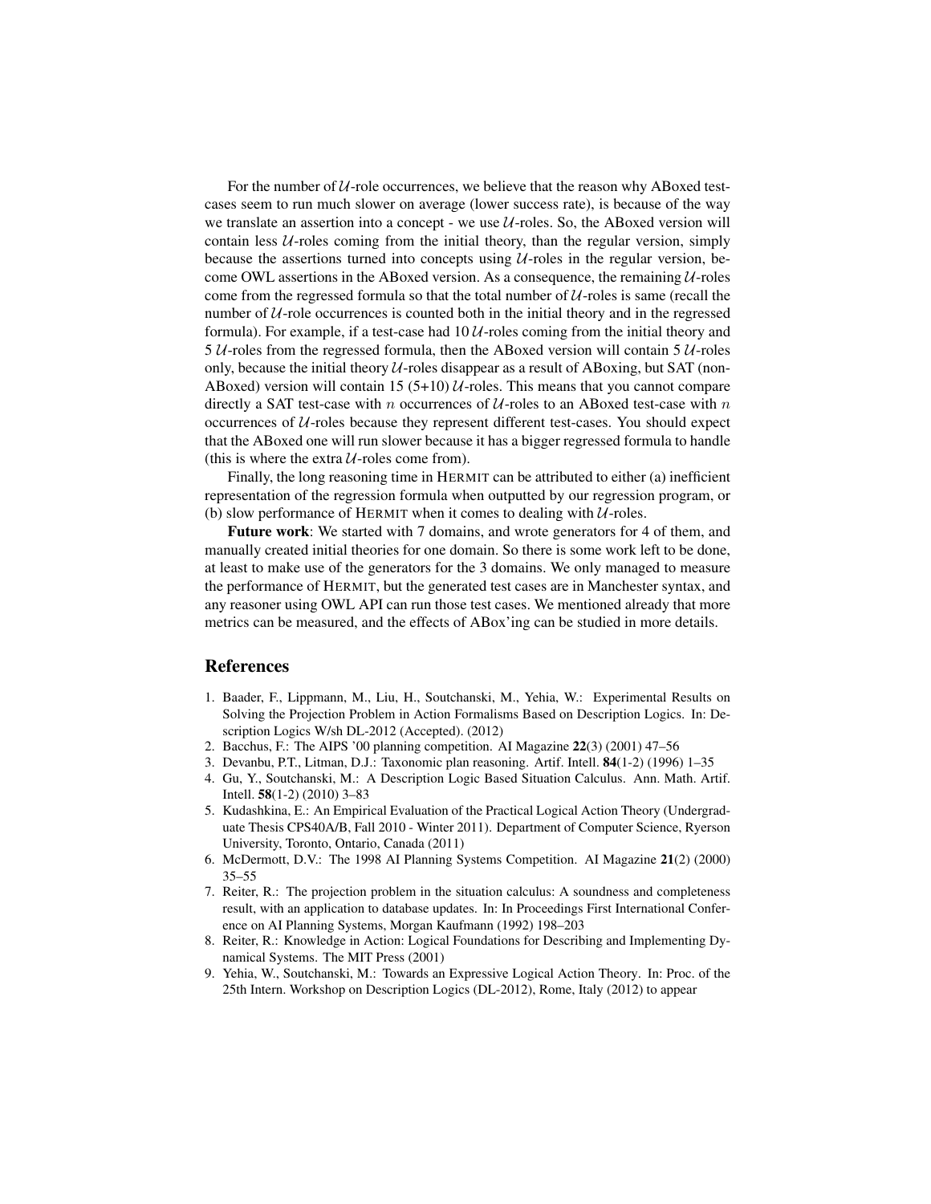For the number of $\mathcal{U}$-role occurrences, we believe that the reason why ABoxed test-cases seem to run much slower on average (lower success rate), is because of the way we translate an assertion into a concept - we use $\mathcal{U}$-roles. So, the ABoxed version will contain less $\mathcal{U}$-roles coming from the initial theory, than the regular version, simply because the assertions turned into concepts using $\mathcal{U}$-roles in the regular version, become OWL assertions in the ABoxed version. As a consequence, the remaining $\mathcal{U}$-roles come from the regressed formula so that the total number of $\mathcal{U}$-roles is same (recall the number of $\mathcal{U}$-role occurrences is counted both in the initial theory and in the regressed formula). For example, if a test-case had 10 $\mathcal{U}$-roles coming from the initial theory and 5 $\mathcal{U}$-roles from the regressed formula, then the ABoxed version will contain 5 $\mathcal{U}$-roles only, because the initial theory $\mathcal{U}$-roles disappear as a result of ABoxing, but SAT (non-ABoxed) version will contain 15 (5+10) $\mathcal{U}$-roles. This means that you cannot compare directly a SAT test-case with $n$ occurrences of $\mathcal{U}$-roles to an ABoxed test-case with $n$ occurrences of $\mathcal{U}$-roles because they represent different test-cases. You should expect that the ABoxed one will run slower because it has a bigger regressed formula to handle (this is where the extra $\mathcal{U}$-roles come from).

Finally, the long reasoning time in HERMIT can be attributed to either (a) inefficient representation of the regression formula when outputted by our regression program, or (b) slow performance of HERMIT when it comes to dealing with $\mathcal{U}$-roles.

**Future work**: We started with 7 domains, and wrote generators for 4 of them, and manually created initial theories for one domain. So there is some work left to be done, at least to make use of the generators for the 3 domains. We only managed to measure the performance of HERMIT, but the generated test cases are in Manchester syntax, and any reasoner using OWL API can run those test cases. We mentioned already that more metrics can be measured, and the effects of ABox'ing can be studied in more details.

## References

1. Baader, F., Lippmann, M., Liu, H., Soutchanski, M., Yehia, W.: Experimental Results on Solving the Projection Problem in Action Formalisms Based on Description Logics. In: Description Logics W/sh DL-2012 (Accepted). (2012)
2. Bacchus, F.: The AIPS '00 planning competition. AI Magazine **22**(3) (2001) 47–56
3. Devanbu, P.T., Litman, D.J.: Taxonomic plan reasoning. Artif. Intell. **84**(1-2) (1996) 1–35
4. Gu, Y., Soutchanski, M.: A Description Logic Based Situation Calculus. Ann. Math. Artif. Intell. **58**(1-2) (2010) 3–83
5. Kudashkina, E.: An Empirical Evaluation of the Practical Logical Action Theory (Undergraduate Thesis CPS40A/B, Fall 2010 - Winter 2011). Department of Computer Science, Ryerson University, Toronto, Ontario, Canada (2011)
6. McDermott, D.V.: The 1998 AI Planning Systems Competition. AI Magazine **21**(2) (2000) 35–55
7. Reiter, R.: The projection problem in the situation calculus: A soundness and completeness result, with an application to database updates. In: In Proceedings First International Conference on AI Planning Systems, Morgan Kaufmann (1992) 198–203
8. Reiter, R.: Knowledge in Action: Logical Foundations for Describing and Implementing Dynamical Systems. The MIT Press (2001)
9. Yehia, W., Soutchanski, M.: Towards an Expressive Logical Action Theory. In: Proc. of the 25th Intern. Workshop on Description Logics (DL-2012), Rome, Italy (2012) to appear